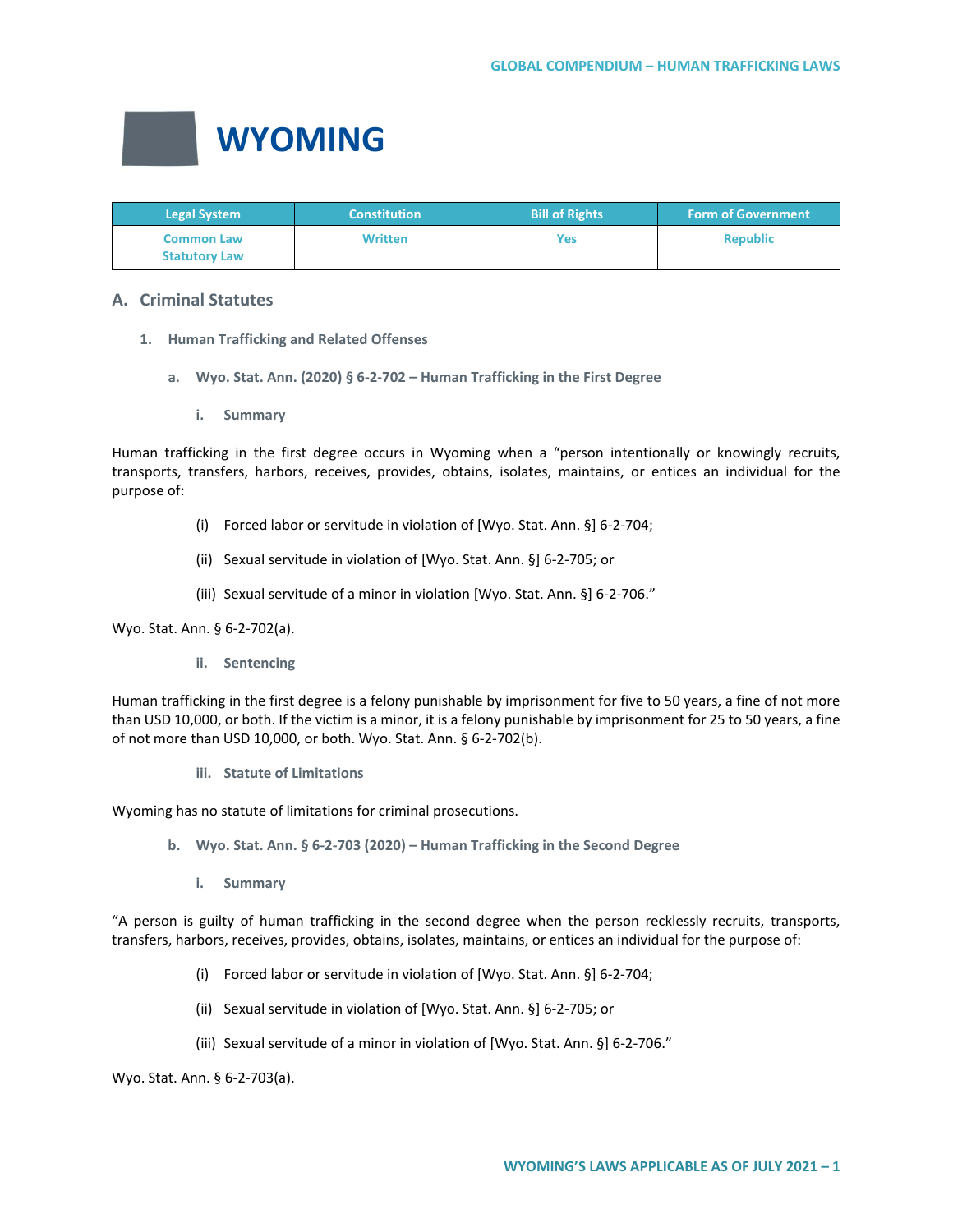# WYOMING

| Legal System | Constitution | Bill of Rights | Form of Government |
|---|---|---|---|
| Common Law<br>Statutory Law | Written | Yes | Republic |

## A. Criminal Statutes

### 1. Human Trafficking and Related Offenses

#### a. Wyo. Stat. Ann. (2020) § 6-2-702 – Human Trafficking in the First Degree

##### i. Summary

Human trafficking in the first degree occurs in Wyoming when a "person intentionally or knowingly recruits, transports, transfers, harbors, receives, provides, obtains, isolates, maintains, or entices an individual for the purpose of:

(i) Forced labor or servitude in violation of [Wyo. Stat. Ann. §] 6-2-704;

(ii) Sexual servitude in violation of [Wyo. Stat. Ann. §] 6-2-705; or

(iii) Sexual servitude of a minor in violation [Wyo. Stat. Ann. §] 6-2-706."

Wyo. Stat. Ann. § 6-2-702(a).

##### ii. Sentencing

Human trafficking in the first degree is a felony punishable by imprisonment for five to 50 years, a fine of not more than USD 10,000, or both. If the victim is a minor, it is a felony punishable by imprisonment for 25 to 50 years, a fine of not more than USD 10,000, or both. Wyo. Stat. Ann. § 6-2-702(b).

##### iii. Statute of Limitations

Wyoming has no statute of limitations for criminal prosecutions.

#### b. Wyo. Stat. Ann. § 6-2-703 (2020) – Human Trafficking in the Second Degree

##### i. Summary

"A person is guilty of human trafficking in the second degree when the person recklessly recruits, transports, transfers, harbors, receives, provides, obtains, isolates, maintains, or entices an individual for the purpose of:

(i) Forced labor or servitude in violation of [Wyo. Stat. Ann. §] 6-2-704;

(ii) Sexual servitude in violation of [Wyo. Stat. Ann. §] 6-2-705; or

(iii) Sexual servitude of a minor in violation of [Wyo. Stat. Ann. §] 6-2-706."

Wyo. Stat. Ann. § 6-2-703(a).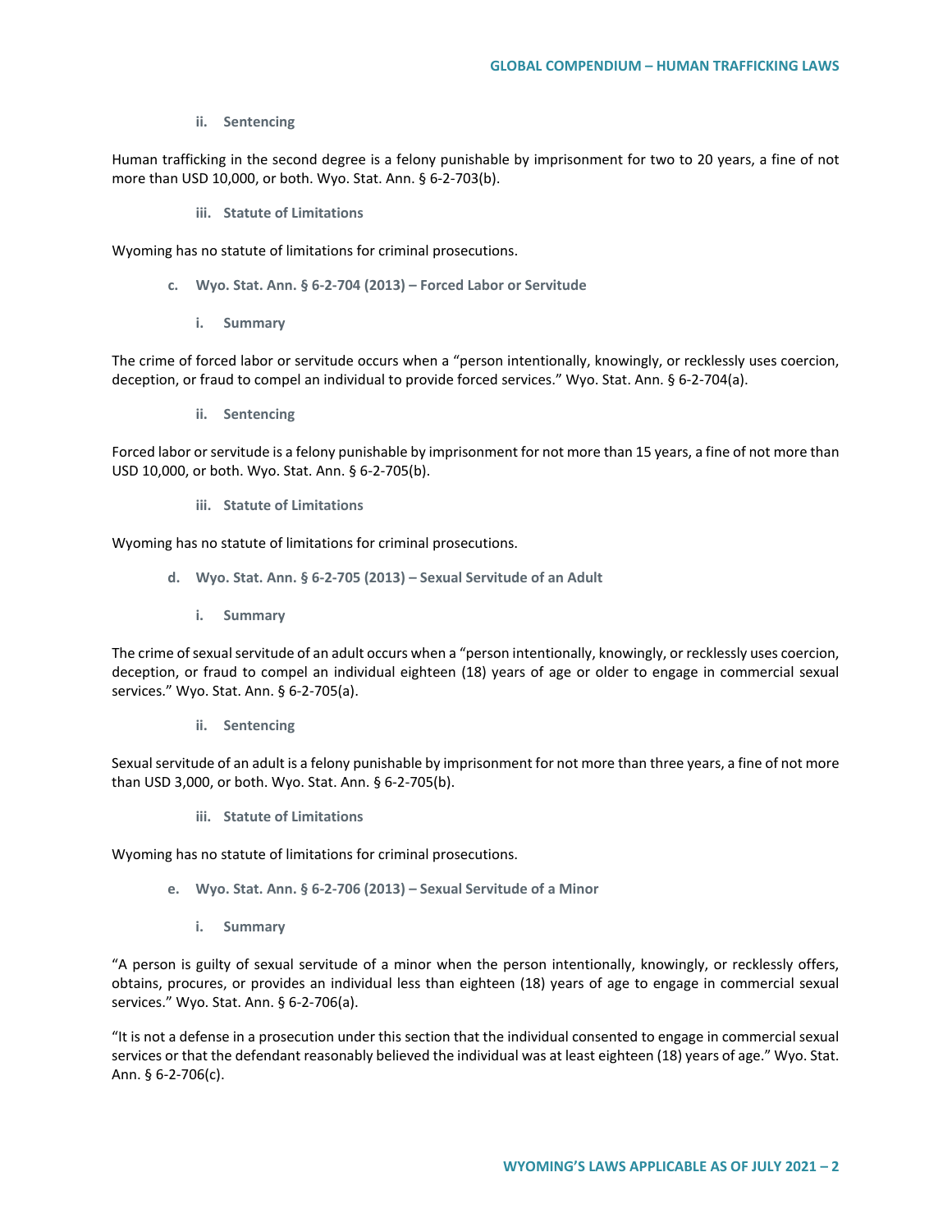#### ii. Sentencing

Human trafficking in the second degree is a felony punishable by imprisonment for two to 20 years, a fine of not more than USD 10,000, or both. Wyo. Stat. Ann. § 6-2-703(b).

#### iii. Statute of Limitations

Wyoming has no statute of limitations for criminal prosecutions.

### c. Wyo. Stat. Ann. § 6-2-704 (2013) – Forced Labor or Servitude

#### i. Summary

The crime of forced labor or servitude occurs when a "person intentionally, knowingly, or recklessly uses coercion, deception, or fraud to compel an individual to provide forced services." Wyo. Stat. Ann. § 6-2-704(a).

#### ii. Sentencing

Forced labor or servitude is a felony punishable by imprisonment for not more than 15 years, a fine of not more than USD 10,000, or both. Wyo. Stat. Ann. § 6-2-705(b).

#### iii. Statute of Limitations

Wyoming has no statute of limitations for criminal prosecutions.

### d. Wyo. Stat. Ann. § 6-2-705 (2013) – Sexual Servitude of an Adult

#### i. Summary

The crime of sexual servitude of an adult occurs when a "person intentionally, knowingly, or recklessly uses coercion, deception, or fraud to compel an individual eighteen (18) years of age or older to engage in commercial sexual services." Wyo. Stat. Ann. § 6-2-705(a).

#### ii. Sentencing

Sexual servitude of an adult is a felony punishable by imprisonment for not more than three years, a fine of not more than USD 3,000, or both. Wyo. Stat. Ann. § 6-2-705(b).

#### iii. Statute of Limitations

Wyoming has no statute of limitations for criminal prosecutions.

### e. Wyo. Stat. Ann. § 6-2-706 (2013) – Sexual Servitude of a Minor

#### i. Summary

"A person is guilty of sexual servitude of a minor when the person intentionally, knowingly, or recklessly offers, obtains, procures, or provides an individual less than eighteen (18) years of age to engage in commercial sexual services." Wyo. Stat. Ann. § 6-2-706(a).

"It is not a defense in a prosecution under this section that the individual consented to engage in commercial sexual services or that the defendant reasonably believed the individual was at least eighteen (18) years of age." Wyo. Stat. Ann. § 6-2-706(c).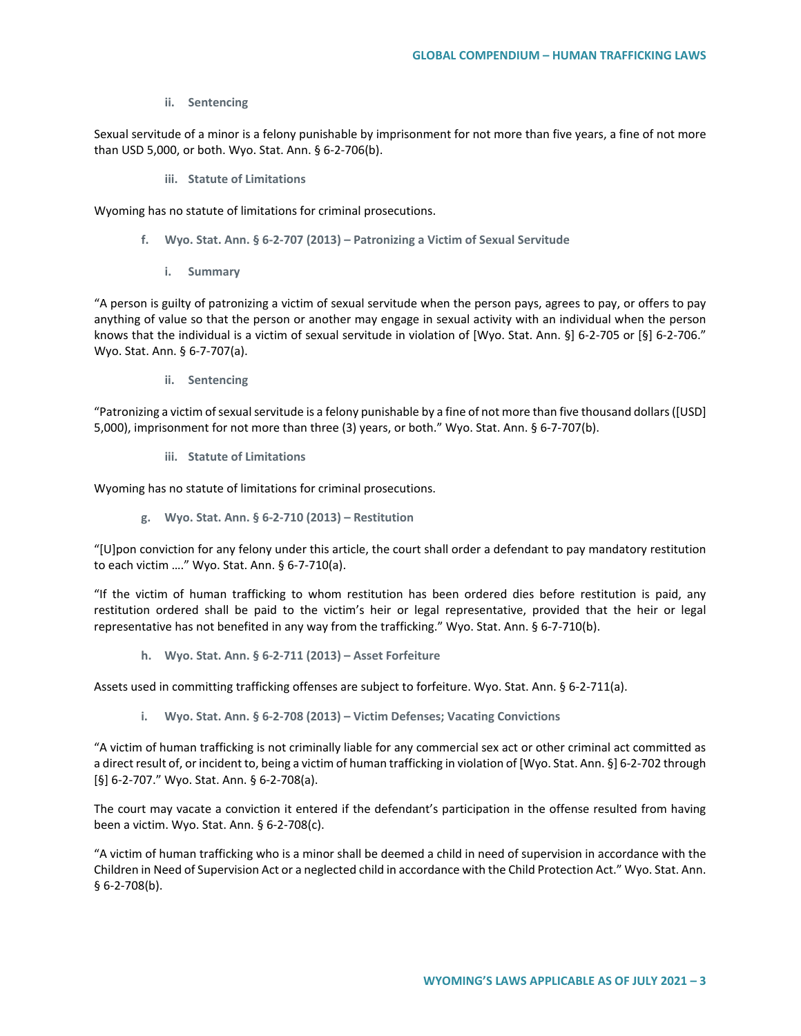#### ii. Sentencing

Sexual servitude of a minor is a felony punishable by imprisonment for not more than five years, a fine of not more than USD 5,000, or both. Wyo. Stat. Ann. § 6-2-706(b).

#### iii. Statute of Limitations

Wyoming has no statute of limitations for criminal prosecutions.

### f. Wyo. Stat. Ann. § 6-2-707 (2013) – Patronizing a Victim of Sexual Servitude

#### i. Summary

"A person is guilty of patronizing a victim of sexual servitude when the person pays, agrees to pay, or offers to pay anything of value so that the person or another may engage in sexual activity with an individual when the person knows that the individual is a victim of sexual servitude in violation of [Wyo. Stat. Ann. §] 6-2-705 or [§] 6-2-706." Wyo. Stat. Ann. § 6-7-707(a).

#### ii. Sentencing

"Patronizing a victim of sexual servitude is a felony punishable by a fine of not more than five thousand dollars ([USD] 5,000), imprisonment for not more than three (3) years, or both." Wyo. Stat. Ann. § 6-7-707(b).

#### iii. Statute of Limitations

Wyoming has no statute of limitations for criminal prosecutions.

### g. Wyo. Stat. Ann. § 6-2-710 (2013) – Restitution

"[U]pon conviction for any felony under this article, the court shall order a defendant to pay mandatory restitution to each victim …." Wyo. Stat. Ann. § 6-7-710(a).

"If the victim of human trafficking to whom restitution has been ordered dies before restitution is paid, any restitution ordered shall be paid to the victim's heir or legal representative, provided that the heir or legal representative has not benefited in any way from the trafficking." Wyo. Stat. Ann. § 6-7-710(b).

### h. Wyo. Stat. Ann. § 6-2-711 (2013) – Asset Forfeiture

Assets used in committing trafficking offenses are subject to forfeiture. Wyo. Stat. Ann. § 6-2-711(a).

### i. Wyo. Stat. Ann. § 6-2-708 (2013) – Victim Defenses; Vacating Convictions

"A victim of human trafficking is not criminally liable for any commercial sex act or other criminal act committed as a direct result of, or incident to, being a victim of human trafficking in violation of [Wyo. Stat. Ann. §] 6-2-702 through [§] 6-2-707." Wyo. Stat. Ann. § 6-2-708(a).

The court may vacate a conviction it entered if the defendant's participation in the offense resulted from having been a victim. Wyo. Stat. Ann. § 6-2-708(c).

"A victim of human trafficking who is a minor shall be deemed a child in need of supervision in accordance with the Children in Need of Supervision Act or a neglected child in accordance with the Child Protection Act." Wyo. Stat. Ann. § 6-2-708(b).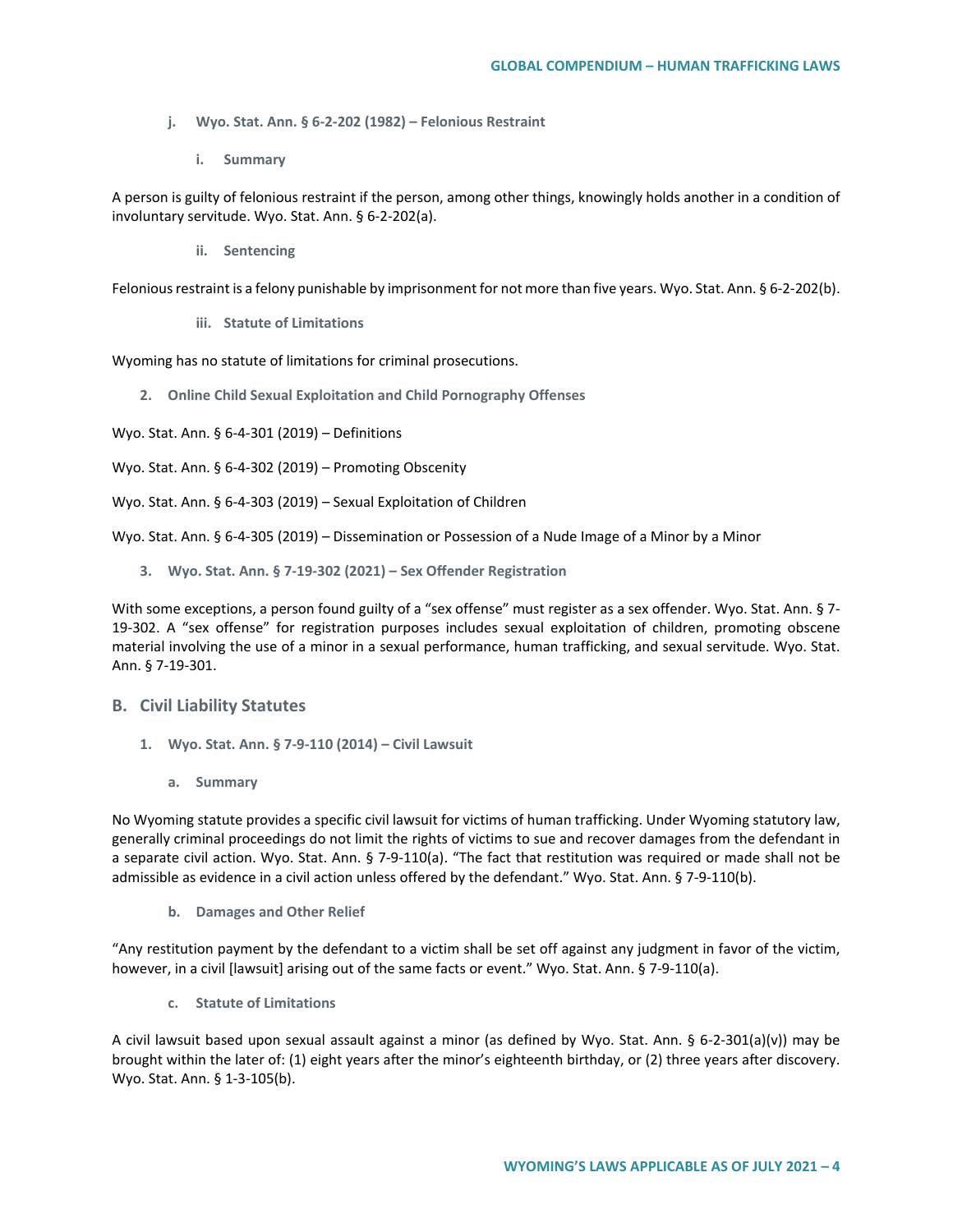#### j. Wyo. Stat. Ann. § 6-2-202 (1982) – Felonious Restraint

##### i. Summary

A person is guilty of felonious restraint if the person, among other things, knowingly holds another in a condition of involuntary servitude. Wyo. Stat. Ann. § 6-2-202(a).

##### ii. Sentencing

Felonious restraint is a felony punishable by imprisonment for not more than five years. Wyo. Stat. Ann. § 6-2-202(b).

##### iii. Statute of Limitations

Wyoming has no statute of limitations for criminal prosecutions.

### 2. Online Child Sexual Exploitation and Child Pornography Offenses

Wyo. Stat. Ann. § 6-4-301 (2019) – Definitions

Wyo. Stat. Ann. § 6-4-302 (2019) – Promoting Obscenity

Wyo. Stat. Ann. § 6-4-303 (2019) – Sexual Exploitation of Children

Wyo. Stat. Ann. § 6-4-305 (2019) – Dissemination or Possession of a Nude Image of a Minor by a Minor

### 3. Wyo. Stat. Ann. § 7-19-302 (2021) – Sex Offender Registration

With some exceptions, a person found guilty of a "sex offense" must register as a sex offender. Wyo. Stat. Ann. § 7-19-302. A "sex offense" for registration purposes includes sexual exploitation of children, promoting obscene material involving the use of a minor in a sexual performance, human trafficking, and sexual servitude. Wyo. Stat. Ann. § 7-19-301.

## B. Civil Liability Statutes

### 1. Wyo. Stat. Ann. § 7-9-110 (2014) – Civil Lawsuit

#### a. Summary

No Wyoming statute provides a specific civil lawsuit for victims of human trafficking. Under Wyoming statutory law, generally criminal proceedings do not limit the rights of victims to sue and recover damages from the defendant in a separate civil action. Wyo. Stat. Ann. § 7-9-110(a). "The fact that restitution was required or made shall not be admissible as evidence in a civil action unless offered by the defendant." Wyo. Stat. Ann. § 7-9-110(b).

#### b. Damages and Other Relief

"Any restitution payment by the defendant to a victim shall be set off against any judgment in favor of the victim, however, in a civil [lawsuit] arising out of the same facts or event." Wyo. Stat. Ann. § 7-9-110(a).

#### c. Statute of Limitations

A civil lawsuit based upon sexual assault against a minor (as defined by Wyo. Stat. Ann. § 6-2-301(a)(v)) may be brought within the later of: (1) eight years after the minor's eighteenth birthday, or (2) three years after discovery. Wyo. Stat. Ann. § 1-3-105(b).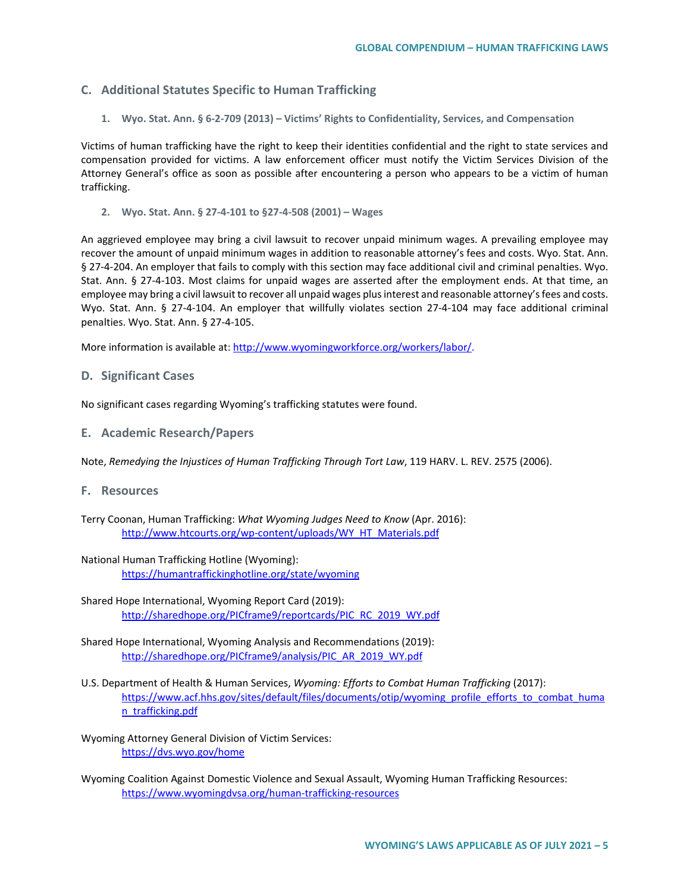## C. Additional Statutes Specific to Human Trafficking

### 1. Wyo. Stat. Ann. § 6-2-709 (2013) – Victims' Rights to Confidentiality, Services, and Compensation

Victims of human trafficking have the right to keep their identities confidential and the right to state services and compensation provided for victims. A law enforcement officer must notify the Victim Services Division of the Attorney General's office as soon as possible after encountering a person who appears to be a victim of human trafficking.

### 2. Wyo. Stat. Ann. § 27-4-101 to §27-4-508 (2001) – Wages

An aggrieved employee may bring a civil lawsuit to recover unpaid minimum wages. A prevailing employee may recover the amount of unpaid minimum wages in addition to reasonable attorney's fees and costs. Wyo. Stat. Ann. § 27-4-204. An employer that fails to comply with this section may face additional civil and criminal penalties. Wyo. Stat. Ann. § 27-4-103. Most claims for unpaid wages are asserted after the employment ends. At that time, an employee may bring a civil lawsuit to recover all unpaid wages plus interest and reasonable attorney's fees and costs. Wyo. Stat. Ann. § 27-4-104. An employer that willfully violates section 27-4-104 may face additional criminal penalties. Wyo. Stat. Ann. § 27-4-105.

More information is available at: http://www.wyomingworkforce.org/workers/labor/.

## D. Significant Cases

No significant cases regarding Wyoming's trafficking statutes were found.

## E. Academic Research/Papers

Note, *Remedying the Injustices of Human Trafficking Through Tort Law*, 119 HARV. L. REV. 2575 (2006).

## F. Resources

Terry Coonan, Human Trafficking: *What Wyoming Judges Need to Know* (Apr. 2016):
http://www.htcourts.org/wp-content/uploads/WY_HT_Materials.pdf

National Human Trafficking Hotline (Wyoming):
https://humantraffickinghotline.org/state/wyoming

Shared Hope International, Wyoming Report Card (2019):
http://sharedhope.org/PICframe9/reportcards/PIC_RC_2019_WY.pdf

Shared Hope International, Wyoming Analysis and Recommendations (2019):
http://sharedhope.org/PICframe9/analysis/PIC_AR_2019_WY.pdf

U.S. Department of Health & Human Services, *Wyoming: Efforts to Combat Human Trafficking* (2017):
https://www.acf.hhs.gov/sites/default/files/documents/otip/wyoming_profile_efforts_to_combat_human_trafficking.pdf

Wyoming Attorney General Division of Victim Services:
https://dvs.wyo.gov/home

Wyoming Coalition Against Domestic Violence and Sexual Assault, Wyoming Human Trafficking Resources:
https://www.wyomingdvsa.org/human-trafficking-resources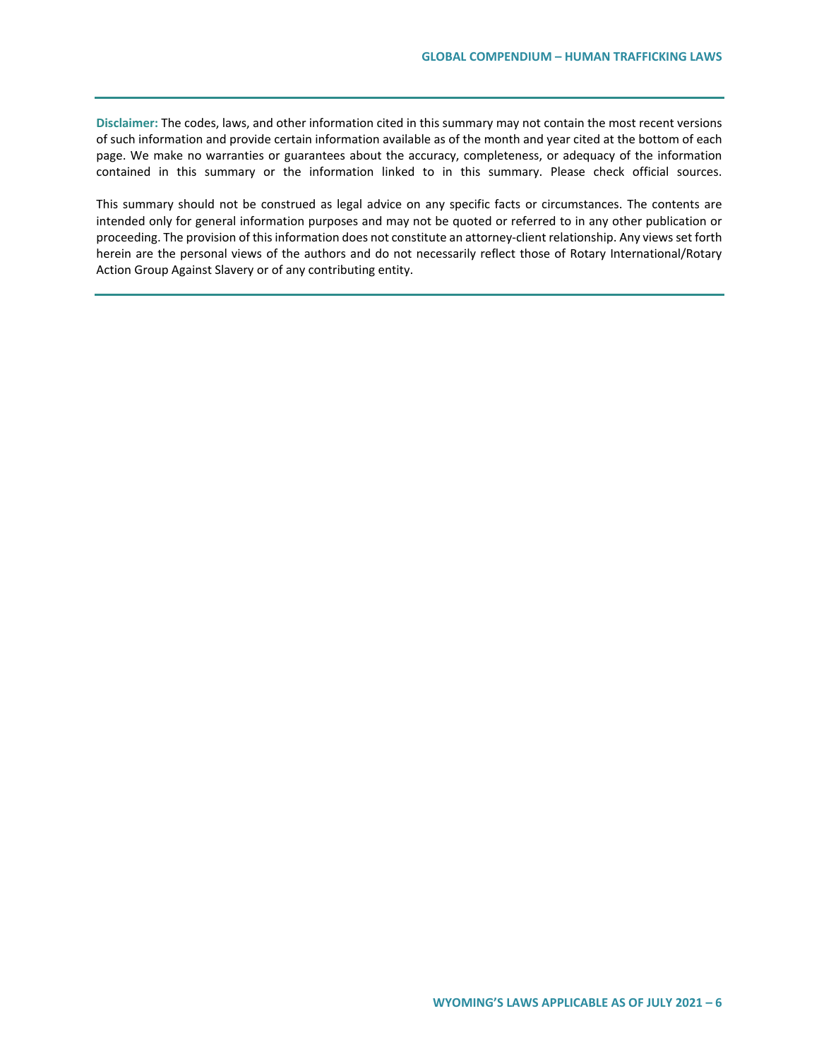**Disclaimer:** The codes, laws, and other information cited in this summary may not contain the most recent versions of such information and provide certain information available as of the month and year cited at the bottom of each page. We make no warranties or guarantees about the accuracy, completeness, or adequacy of the information contained in this summary or the information linked to in this summary. Please check official sources.

This summary should not be construed as legal advice on any specific facts or circumstances. The contents are intended only for general information purposes and may not be quoted or referred to in any other publication or proceeding. The provision of this information does not constitute an attorney-client relationship. Any views set forth herein are the personal views of the authors and do not necessarily reflect those of Rotary International/Rotary Action Group Against Slavery or of any contributing entity.